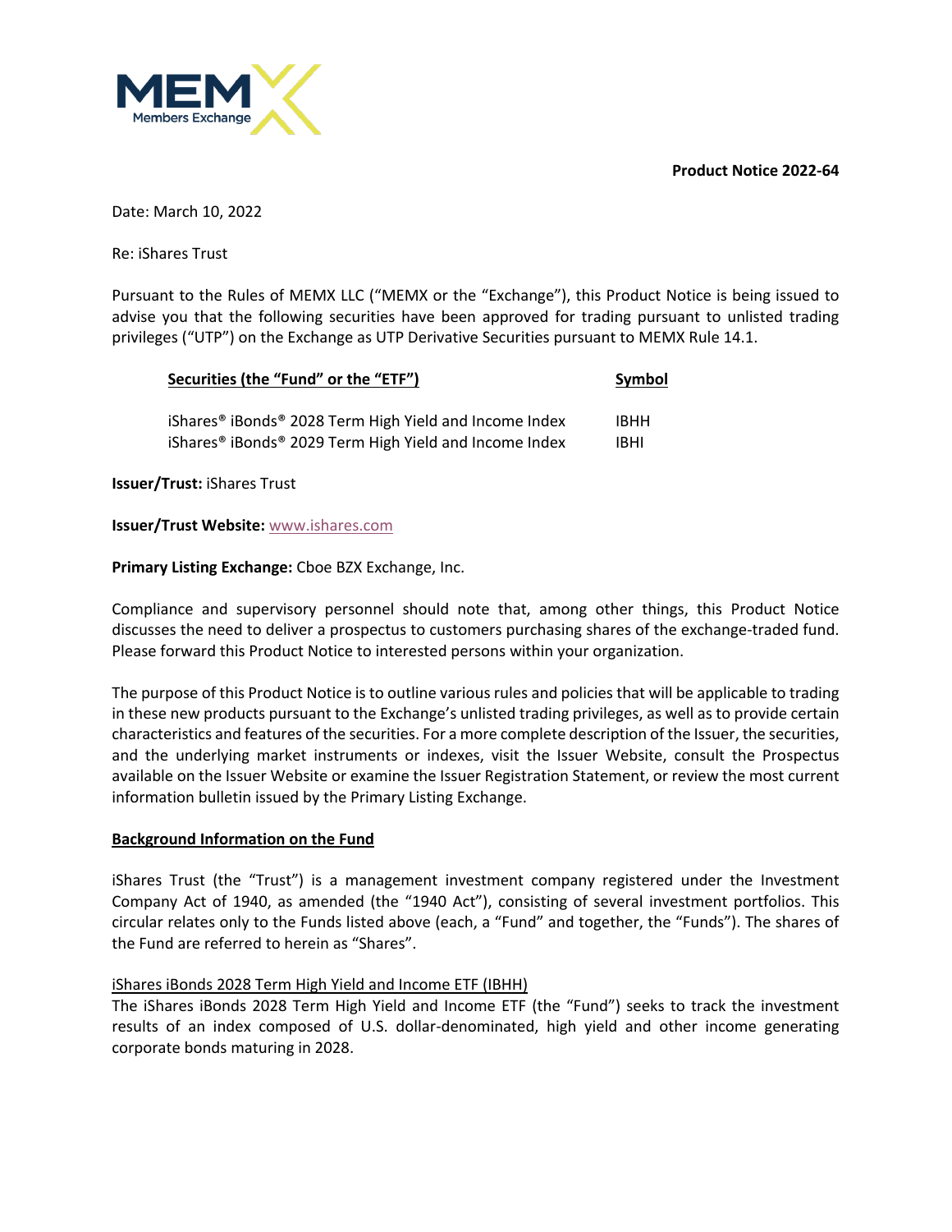**Product Notice 2022-64**

Date: March 10, 2022

Re: iShares Trust

Pursuant to the Rules of MEMX LLC ("MEMX or the "Exchange"), this Product Notice is being issued to advise you that the following securities have been approved for trading pursuant to unlisted trading privileges ("UTP") on the Exchange as UTP Derivative Securities pursuant to MEMX Rule 14.1.

| Securities (the "Fund" or the "ETF") | Symbol |
| --- | --- |
| iShares® iBonds® 2028 Term High Yield and Income Index | IBHH |
| iShares® iBonds® 2029 Term High Yield and Income Index | IBHI |

**Issuer/Trust:** iShares Trust

**Issuer/Trust Website:** www.ishares.com

**Primary Listing Exchange:** Cboe BZX Exchange, Inc.

Compliance and supervisory personnel should note that, among other things, this Product Notice discusses the need to deliver a prospectus to customers purchasing shares of the exchange-traded fund. Please forward this Product Notice to interested persons within your organization.

The purpose of this Product Notice is to outline various rules and policies that will be applicable to trading in these new products pursuant to the Exchange's unlisted trading privileges, as well as to provide certain characteristics and features of the securities. For a more complete description of the Issuer, the securities, and the underlying market instruments or indexes, visit the Issuer Website, consult the Prospectus available on the Issuer Website or examine the Issuer Registration Statement, or review the most current information bulletin issued by the Primary Listing Exchange.

## Background Information on the Fund

iShares Trust (the "Trust") is a management investment company registered under the Investment Company Act of 1940, as amended (the "1940 Act"), consisting of several investment portfolios. This circular relates only to the Funds listed above (each, a "Fund" and together, the "Funds"). The shares of the Fund are referred to herein as "Shares".

### iShares iBonds 2028 Term High Yield and Income ETF (IBHH)

The iShares iBonds 2028 Term High Yield and Income ETF (the "Fund") seeks to track the investment results of an index composed of U.S. dollar-denominated, high yield and other income generating corporate bonds maturing in 2028.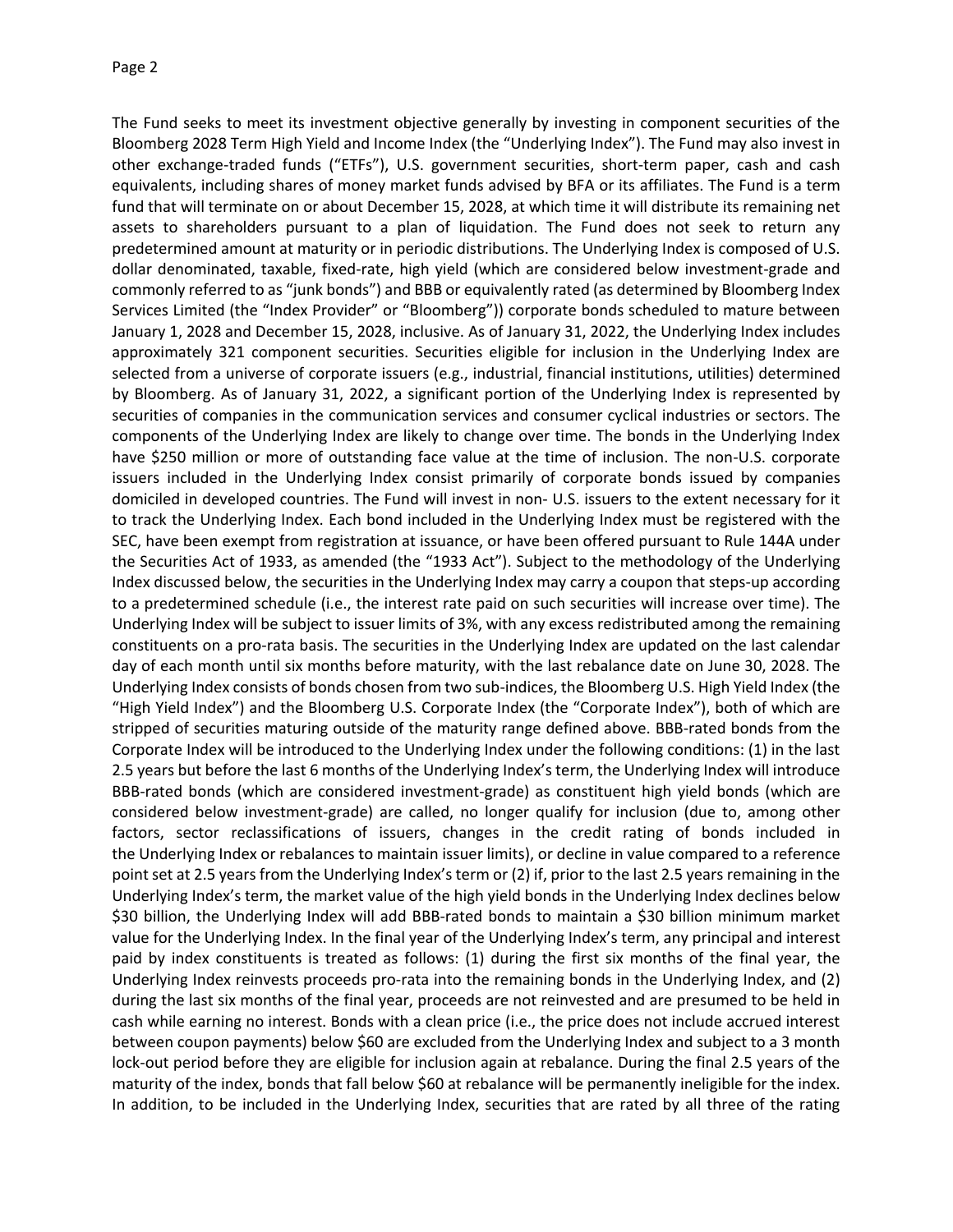The Fund seeks to meet its investment objective generally by investing in component securities of the Bloomberg 2028 Term High Yield and Income Index (the "Underlying Index"). The Fund may also invest in other exchange-traded funds ("ETFs"), U.S. government securities, short-term paper, cash and cash equivalents, including shares of money market funds advised by BFA or its affiliates. The Fund is a term fund that will terminate on or about December 15, 2028, at which time it will distribute its remaining net assets to shareholders pursuant to a plan of liquidation. The Fund does not seek to return any predetermined amount at maturity or in periodic distributions. The Underlying Index is composed of U.S. dollar denominated, taxable, fixed-rate, high yield (which are considered below investment-grade and commonly referred to as "junk bonds") and BBB or equivalently rated (as determined by Bloomberg Index Services Limited (the "Index Provider" or "Bloomberg")) corporate bonds scheduled to mature between January 1, 2028 and December 15, 2028, inclusive. As of January 31, 2022, the Underlying Index includes approximately 321 component securities. Securities eligible for inclusion in the Underlying Index are selected from a universe of corporate issuers (e.g., industrial, financial institutions, utilities) determined by Bloomberg. As of January 31, 2022, a significant portion of the Underlying Index is represented by securities of companies in the communication services and consumer cyclical industries or sectors. The components of the Underlying Index are likely to change over time. The bonds in the Underlying Index have $250 million or more of outstanding face value at the time of inclusion. The non-U.S. corporate issuers included in the Underlying Index consist primarily of corporate bonds issued by companies domiciled in developed countries. The Fund will invest in non- U.S. issuers to the extent necessary for it to track the Underlying Index. Each bond included in the Underlying Index must be registered with the SEC, have been exempt from registration at issuance, or have been offered pursuant to Rule 144A under the Securities Act of 1933, as amended (the "1933 Act"). Subject to the methodology of the Underlying Index discussed below, the securities in the Underlying Index may carry a coupon that steps-up according to a predetermined schedule (i.e., the interest rate paid on such securities will increase over time). The Underlying Index will be subject to issuer limits of 3%, with any excess redistributed among the remaining constituents on a pro-rata basis. The securities in the Underlying Index are updated on the last calendar day of each month until six months before maturity, with the last rebalance date on June 30, 2028. The Underlying Index consists of bonds chosen from two sub-indices, the Bloomberg U.S. High Yield Index (the "High Yield Index") and the Bloomberg U.S. Corporate Index (the "Corporate Index"), both of which are stripped of securities maturing outside of the maturity range defined above. BBB-rated bonds from the Corporate Index will be introduced to the Underlying Index under the following conditions: (1) in the last 2.5 years but before the last 6 months of the Underlying Index's term, the Underlying Index will introduce BBB-rated bonds (which are considered investment-grade) as constituent high yield bonds (which are considered below investment-grade) are called, no longer qualify for inclusion (due to, among other factors, sector reclassifications of issuers, changes in the credit rating of bonds included in the Underlying Index or rebalances to maintain issuer limits), or decline in value compared to a reference point set at 2.5 years from the Underlying Index's term or (2) if, prior to the last 2.5 years remaining in the Underlying Index's term, the market value of the high yield bonds in the Underlying Index declines below $30 billion, the Underlying Index will add BBB-rated bonds to maintain a $30 billion minimum market value for the Underlying Index. In the final year of the Underlying Index's term, any principal and interest paid by index constituents is treated as follows: (1) during the first six months of the final year, the Underlying Index reinvests proceeds pro-rata into the remaining bonds in the Underlying Index, and (2) during the last six months of the final year, proceeds are not reinvested and are presumed to be held in cash while earning no interest. Bonds with a clean price (i.e., the price does not include accrued interest between coupon payments) below $60 are excluded from the Underlying Index and subject to a 3 month lock-out period before they are eligible for inclusion again at rebalance. During the final 2.5 years of the maturity of the index, bonds that fall below $60 at rebalance will be permanently ineligible for the index. In addition, to be included in the Underlying Index, securities that are rated by all three of the rating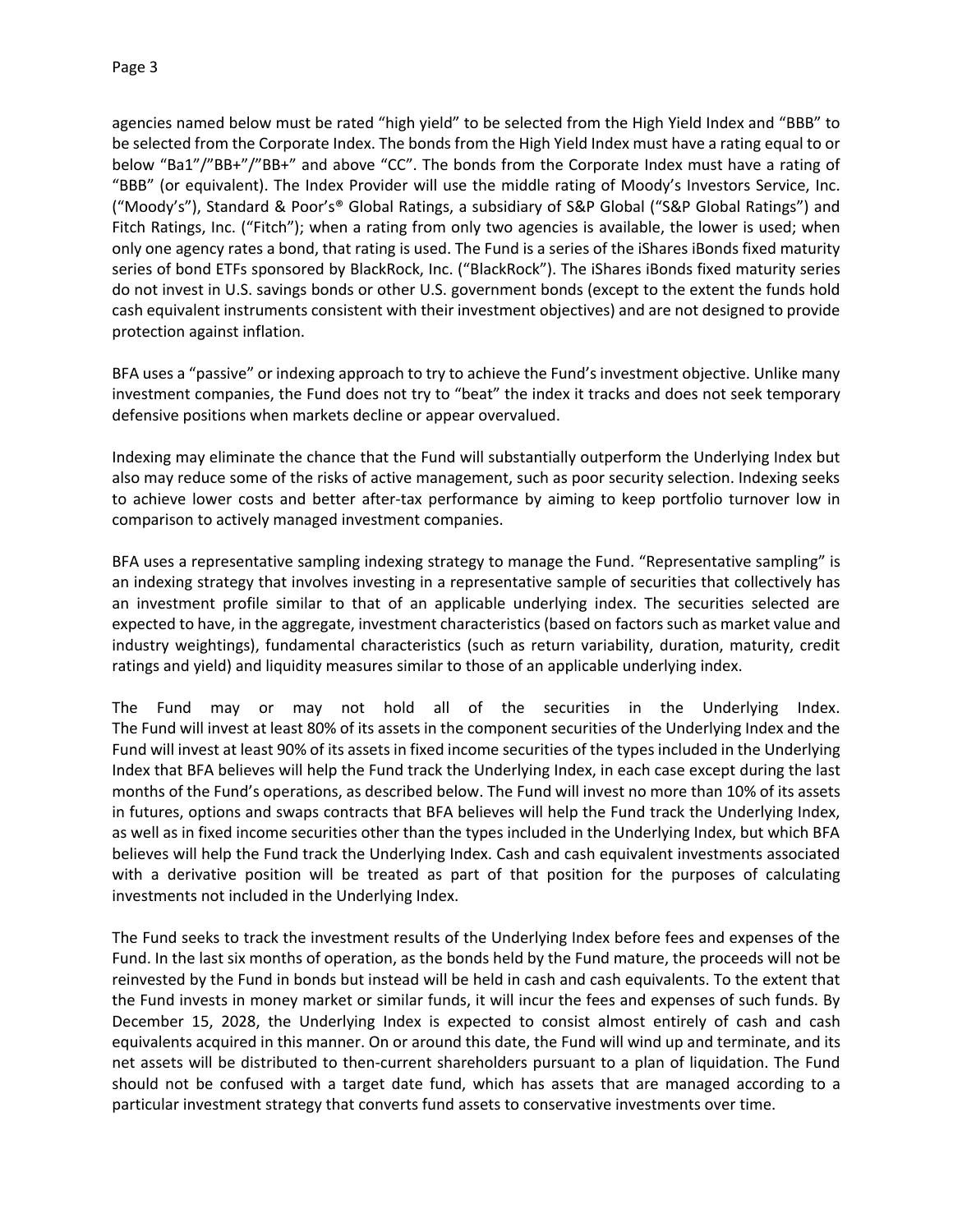agencies named below must be rated “high yield” to be selected from the High Yield Index and “BBB” to be selected from the Corporate Index. The bonds from the High Yield Index must have a rating equal to or below “Ba1”/”BB+”/”BB+” and above “CC”. The bonds from the Corporate Index must have a rating of “BBB” (or equivalent). The Index Provider will use the middle rating of Moody’s Investors Service, Inc. (“Moody’s”), Standard & Poor’s® Global Ratings, a subsidiary of S&P Global (“S&P Global Ratings”) and Fitch Ratings, Inc. (“Fitch”); when a rating from only two agencies is available, the lower is used; when only one agency rates a bond, that rating is used. The Fund is a series of the iShares iBonds fixed maturity series of bond ETFs sponsored by BlackRock, Inc. (“BlackRock”). The iShares iBonds fixed maturity series do not invest in U.S. savings bonds or other U.S. government bonds (except to the extent the funds hold cash equivalent instruments consistent with their investment objectives) and are not designed to provide protection against inflation.

BFA uses a “passive” or indexing approach to try to achieve the Fund’s investment objective. Unlike many investment companies, the Fund does not try to “beat” the index it tracks and does not seek temporary defensive positions when markets decline or appear overvalued.

Indexing may eliminate the chance that the Fund will substantially outperform the Underlying Index but also may reduce some of the risks of active management, such as poor security selection. Indexing seeks to achieve lower costs and better after-tax performance by aiming to keep portfolio turnover low in comparison to actively managed investment companies.

BFA uses a representative sampling indexing strategy to manage the Fund. “Representative sampling” is an indexing strategy that involves investing in a representative sample of securities that collectively has an investment profile similar to that of an applicable underlying index. The securities selected are expected to have, in the aggregate, investment characteristics (based on factors such as market value and industry weightings), fundamental characteristics (such as return variability, duration, maturity, credit ratings and yield) and liquidity measures similar to those of an applicable underlying index.

The Fund may or may not hold all of the securities in the Underlying Index. The Fund will invest at least 80% of its assets in the component securities of the Underlying Index and the Fund will invest at least 90% of its assets in fixed income securities of the types included in the Underlying Index that BFA believes will help the Fund track the Underlying Index, in each case except during the last months of the Fund’s operations, as described below. The Fund will invest no more than 10% of its assets in futures, options and swaps contracts that BFA believes will help the Fund track the Underlying Index, as well as in fixed income securities other than the types included in the Underlying Index, but which BFA believes will help the Fund track the Underlying Index. Cash and cash equivalent investments associated with a derivative position will be treated as part of that position for the purposes of calculating investments not included in the Underlying Index.

The Fund seeks to track the investment results of the Underlying Index before fees and expenses of the Fund. In the last six months of operation, as the bonds held by the Fund mature, the proceeds will not be reinvested by the Fund in bonds but instead will be held in cash and cash equivalents. To the extent that the Fund invests in money market or similar funds, it will incur the fees and expenses of such funds. By December 15, 2028, the Underlying Index is expected to consist almost entirely of cash and cash equivalents acquired in this manner. On or around this date, the Fund will wind up and terminate, and its net assets will be distributed to then-current shareholders pursuant to a plan of liquidation. The Fund should not be confused with a target date fund, which has assets that are managed according to a particular investment strategy that converts fund assets to conservative investments over time.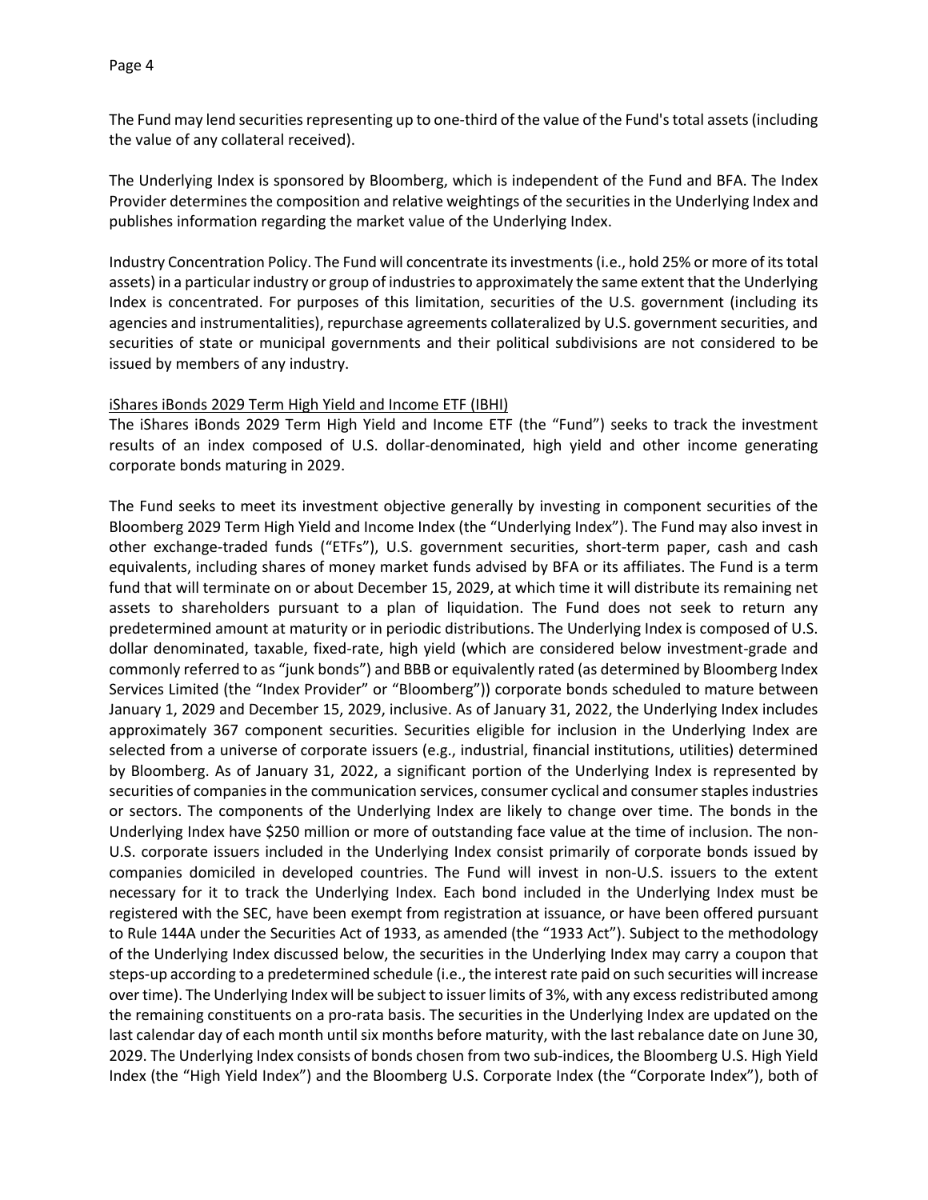The Fund may lend securities representing up to one-third of the value of the Fund's total assets (including the value of any collateral received).

The Underlying Index is sponsored by Bloomberg, which is independent of the Fund and BFA. The Index Provider determines the composition and relative weightings of the securities in the Underlying Index and publishes information regarding the market value of the Underlying Index.

Industry Concentration Policy. The Fund will concentrate its investments (i.e., hold 25% or more of its total assets) in a particular industry or group of industries to approximately the same extent that the Underlying Index is concentrated. For purposes of this limitation, securities of the U.S. government (including its agencies and instrumentalities), repurchase agreements collateralized by U.S. government securities, and securities of state or municipal governments and their political subdivisions are not considered to be issued by members of any industry.

iShares iBonds 2029 Term High Yield and Income ETF (IBHI)

The iShares iBonds 2029 Term High Yield and Income ETF (the "Fund") seeks to track the investment results of an index composed of U.S. dollar-denominated, high yield and other income generating corporate bonds maturing in 2029.

The Fund seeks to meet its investment objective generally by investing in component securities of the Bloomberg 2029 Term High Yield and Income Index (the "Underlying Index"). The Fund may also invest in other exchange-traded funds ("ETFs"), U.S. government securities, short-term paper, cash and cash equivalents, including shares of money market funds advised by BFA or its affiliates. The Fund is a term fund that will terminate on or about December 15, 2029, at which time it will distribute its remaining net assets to shareholders pursuant to a plan of liquidation. The Fund does not seek to return any predetermined amount at maturity or in periodic distributions. The Underlying Index is composed of U.S. dollar denominated, taxable, fixed-rate, high yield (which are considered below investment-grade and commonly referred to as "junk bonds") and BBB or equivalently rated (as determined by Bloomberg Index Services Limited (the "Index Provider" or "Bloomberg")) corporate bonds scheduled to mature between January 1, 2029 and December 15, 2029, inclusive. As of January 31, 2022, the Underlying Index includes approximately 367 component securities. Securities eligible for inclusion in the Underlying Index are selected from a universe of corporate issuers (e.g., industrial, financial institutions, utilities) determined by Bloomberg. As of January 31, 2022, a significant portion of the Underlying Index is represented by securities of companies in the communication services, consumer cyclical and consumer staples industries or sectors. The components of the Underlying Index are likely to change over time. The bonds in the Underlying Index have $250 million or more of outstanding face value at the time of inclusion. The non-U.S. corporate issuers included in the Underlying Index consist primarily of corporate bonds issued by companies domiciled in developed countries. The Fund will invest in non-U.S. issuers to the extent necessary for it to track the Underlying Index. Each bond included in the Underlying Index must be registered with the SEC, have been exempt from registration at issuance, or have been offered pursuant to Rule 144A under the Securities Act of 1933, as amended (the "1933 Act"). Subject to the methodology of the Underlying Index discussed below, the securities in the Underlying Index may carry a coupon that steps-up according to a predetermined schedule (i.e., the interest rate paid on such securities will increase over time). The Underlying Index will be subject to issuer limits of 3%, with any excess redistributed among the remaining constituents on a pro-rata basis. The securities in the Underlying Index are updated on the last calendar day of each month until six months before maturity, with the last rebalance date on June 30, 2029. The Underlying Index consists of bonds chosen from two sub-indices, the Bloomberg U.S. High Yield Index (the "High Yield Index") and the Bloomberg U.S. Corporate Index (the "Corporate Index"), both of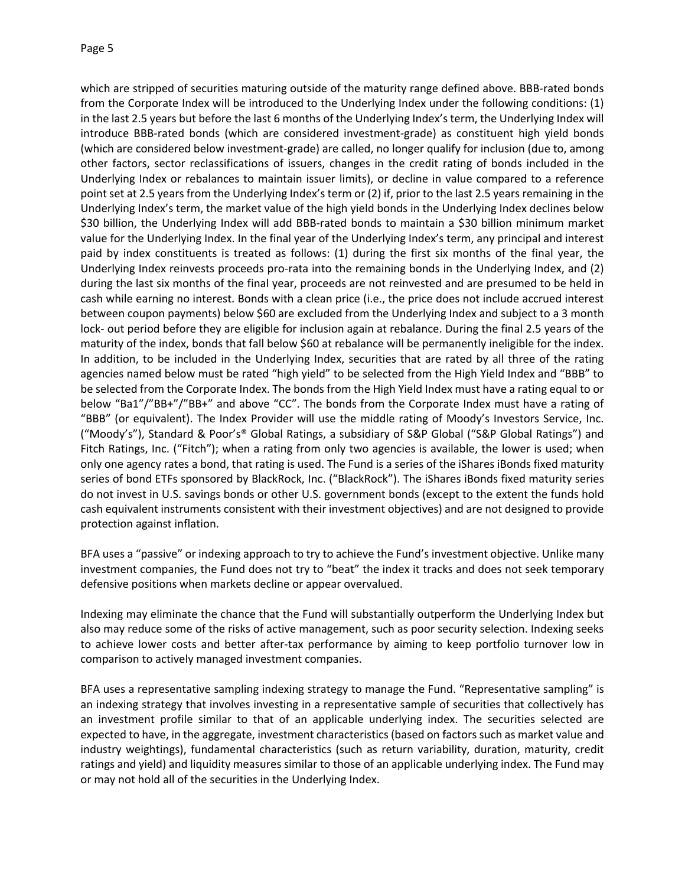which are stripped of securities maturing outside of the maturity range defined above. BBB-rated bonds from the Corporate Index will be introduced to the Underlying Index under the following conditions: (1) in the last 2.5 years but before the last 6 months of the Underlying Index's term, the Underlying Index will introduce BBB-rated bonds (which are considered investment-grade) as constituent high yield bonds (which are considered below investment-grade) are called, no longer qualify for inclusion (due to, among other factors, sector reclassifications of issuers, changes in the credit rating of bonds included in the Underlying Index or rebalances to maintain issuer limits), or decline in value compared to a reference point set at 2.5 years from the Underlying Index's term or (2) if, prior to the last 2.5 years remaining in the Underlying Index's term, the market value of the high yield bonds in the Underlying Index declines below $30 billion, the Underlying Index will add BBB-rated bonds to maintain a $30 billion minimum market value for the Underlying Index. In the final year of the Underlying Index's term, any principal and interest paid by index constituents is treated as follows: (1) during the first six months of the final year, the Underlying Index reinvests proceeds pro-rata into the remaining bonds in the Underlying Index, and (2) during the last six months of the final year, proceeds are not reinvested and are presumed to be held in cash while earning no interest. Bonds with a clean price (i.e., the price does not include accrued interest between coupon payments) below $60 are excluded from the Underlying Index and subject to a 3 month lock- out period before they are eligible for inclusion again at rebalance. During the final 2.5 years of the maturity of the index, bonds that fall below $60 at rebalance will be permanently ineligible for the index. In addition, to be included in the Underlying Index, securities that are rated by all three of the rating agencies named below must be rated "high yield" to be selected from the High Yield Index and "BBB" to be selected from the Corporate Index. The bonds from the High Yield Index must have a rating equal to or below "Ba1"/"BB+"/"BB+" and above "CC". The bonds from the Corporate Index must have a rating of "BBB" (or equivalent). The Index Provider will use the middle rating of Moody's Investors Service, Inc. ("Moody's"), Standard & Poor's® Global Ratings, a subsidiary of S&P Global ("S&P Global Ratings") and Fitch Ratings, Inc. ("Fitch"); when a rating from only two agencies is available, the lower is used; when only one agency rates a bond, that rating is used. The Fund is a series of the iShares iBonds fixed maturity series of bond ETFs sponsored by BlackRock, Inc. ("BlackRock"). The iShares iBonds fixed maturity series do not invest in U.S. savings bonds or other U.S. government bonds (except to the extent the funds hold cash equivalent instruments consistent with their investment objectives) and are not designed to provide protection against inflation.

BFA uses a "passive" or indexing approach to try to achieve the Fund's investment objective. Unlike many investment companies, the Fund does not try to "beat" the index it tracks and does not seek temporary defensive positions when markets decline or appear overvalued.

Indexing may eliminate the chance that the Fund will substantially outperform the Underlying Index but also may reduce some of the risks of active management, such as poor security selection. Indexing seeks to achieve lower costs and better after-tax performance by aiming to keep portfolio turnover low in comparison to actively managed investment companies.

BFA uses a representative sampling indexing strategy to manage the Fund. "Representative sampling" is an indexing strategy that involves investing in a representative sample of securities that collectively has an investment profile similar to that of an applicable underlying index. The securities selected are expected to have, in the aggregate, investment characteristics (based on factors such as market value and industry weightings), fundamental characteristics (such as return variability, duration, maturity, credit ratings and yield) and liquidity measures similar to those of an applicable underlying index. The Fund may or may not hold all of the securities in the Underlying Index.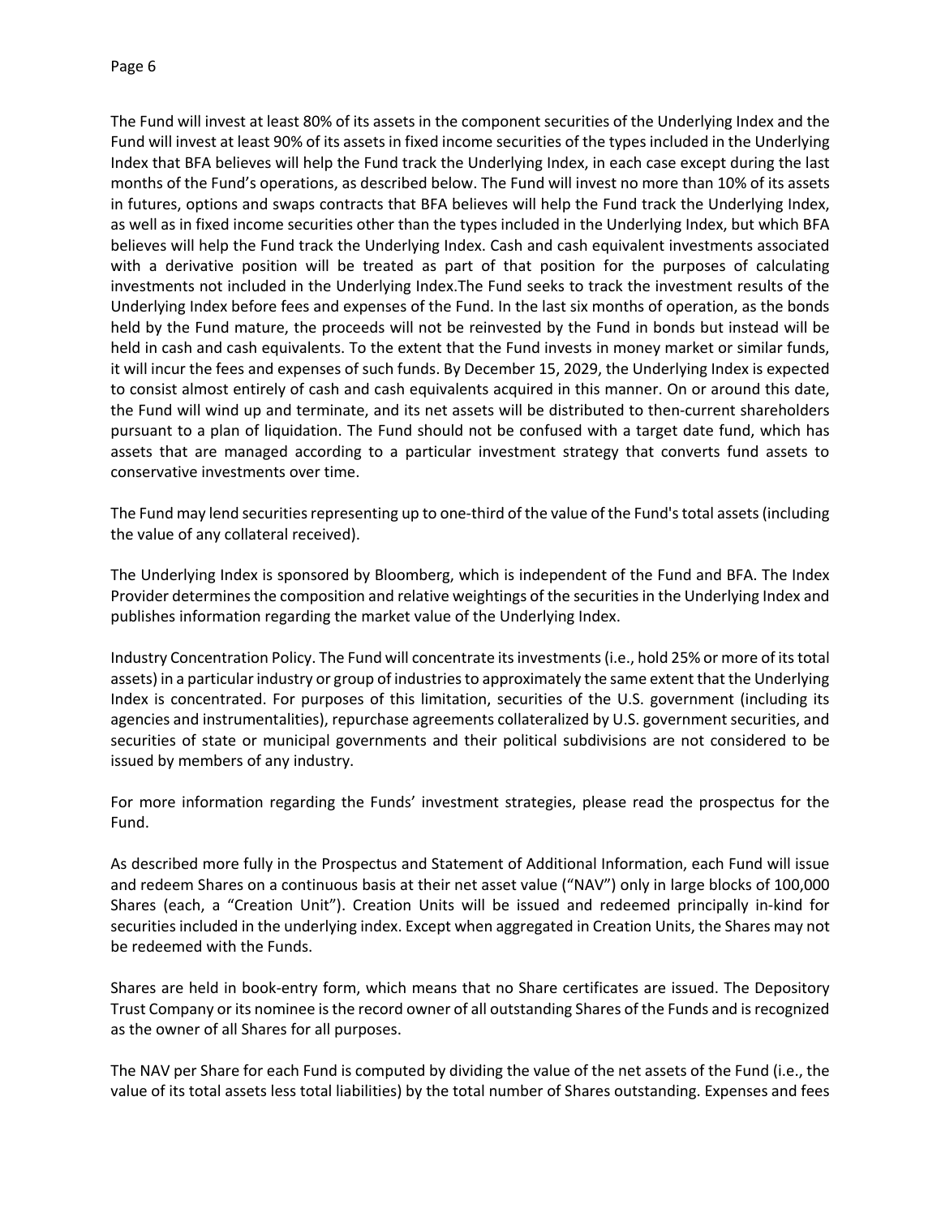The Fund will invest at least 80% of its assets in the component securities of the Underlying Index and the Fund will invest at least 90% of its assets in fixed income securities of the types included in the Underlying Index that BFA believes will help the Fund track the Underlying Index, in each case except during the last months of the Fund's operations, as described below. The Fund will invest no more than 10% of its assets in futures, options and swaps contracts that BFA believes will help the Fund track the Underlying Index, as well as in fixed income securities other than the types included in the Underlying Index, but which BFA believes will help the Fund track the Underlying Index. Cash and cash equivalent investments associated with a derivative position will be treated as part of that position for the purposes of calculating investments not included in the Underlying Index.The Fund seeks to track the investment results of the Underlying Index before fees and expenses of the Fund. In the last six months of operation, as the bonds held by the Fund mature, the proceeds will not be reinvested by the Fund in bonds but instead will be held in cash and cash equivalents. To the extent that the Fund invests in money market or similar funds, it will incur the fees and expenses of such funds. By December 15, 2029, the Underlying Index is expected to consist almost entirely of cash and cash equivalents acquired in this manner. On or around this date, the Fund will wind up and terminate, and its net assets will be distributed to then-current shareholders pursuant to a plan of liquidation. The Fund should not be confused with a target date fund, which has assets that are managed according to a particular investment strategy that converts fund assets to conservative investments over time.

The Fund may lend securities representing up to one-third of the value of the Fund's total assets (including the value of any collateral received).

The Underlying Index is sponsored by Bloomberg, which is independent of the Fund and BFA. The Index Provider determines the composition and relative weightings of the securities in the Underlying Index and publishes information regarding the market value of the Underlying Index.

Industry Concentration Policy. The Fund will concentrate its investments (i.e., hold 25% or more of its total assets) in a particular industry or group of industries to approximately the same extent that the Underlying Index is concentrated. For purposes of this limitation, securities of the U.S. government (including its agencies and instrumentalities), repurchase agreements collateralized by U.S. government securities, and securities of state or municipal governments and their political subdivisions are not considered to be issued by members of any industry.

For more information regarding the Funds' investment strategies, please read the prospectus for the Fund.

As described more fully in the Prospectus and Statement of Additional Information, each Fund will issue and redeem Shares on a continuous basis at their net asset value ("NAV") only in large blocks of 100,000 Shares (each, a "Creation Unit"). Creation Units will be issued and redeemed principally in-kind for securities included in the underlying index. Except when aggregated in Creation Units, the Shares may not be redeemed with the Funds.

Shares are held in book-entry form, which means that no Share certificates are issued. The Depository Trust Company or its nominee is the record owner of all outstanding Shares of the Funds and is recognized as the owner of all Shares for all purposes.

The NAV per Share for each Fund is computed by dividing the value of the net assets of the Fund (i.e., the value of its total assets less total liabilities) by the total number of Shares outstanding. Expenses and fees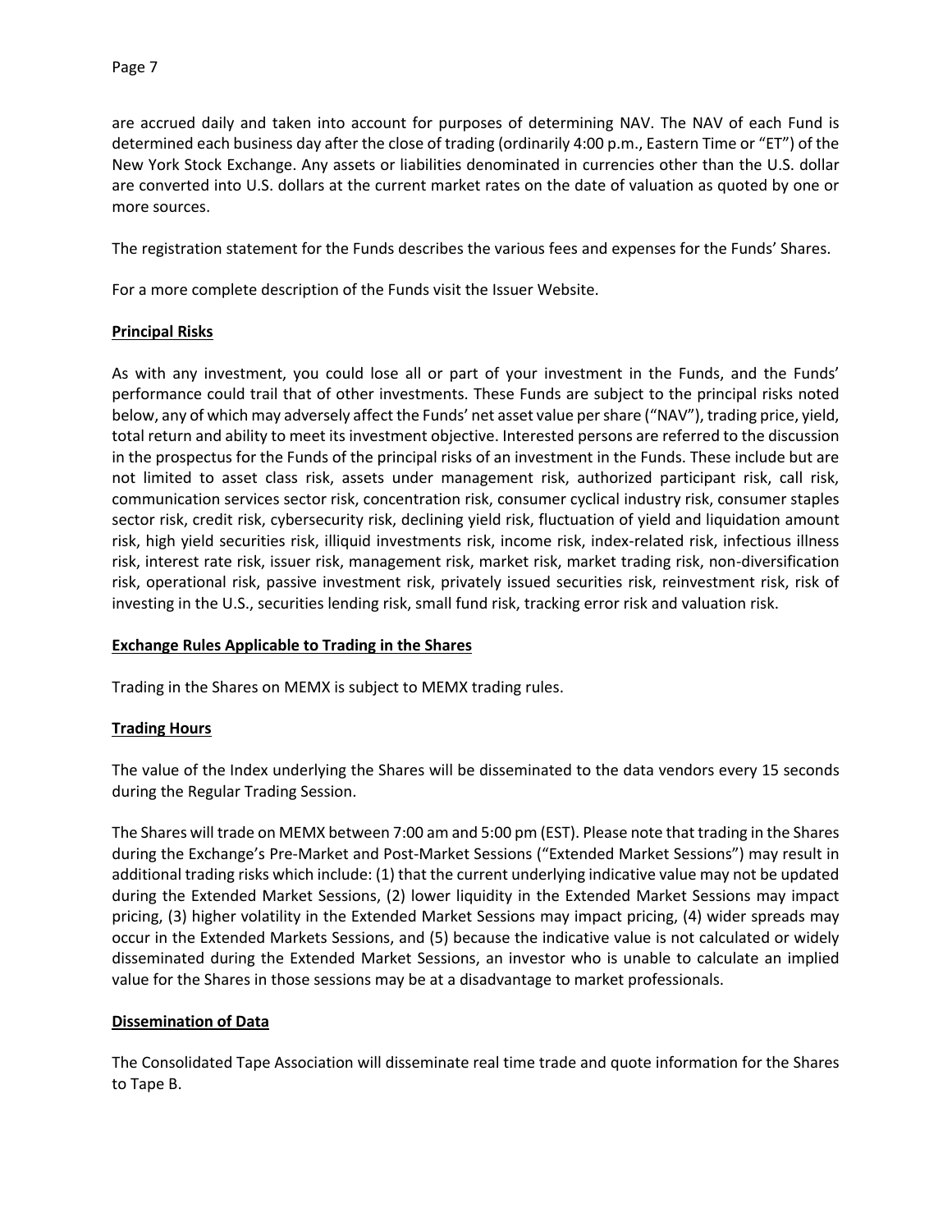are accrued daily and taken into account for purposes of determining NAV. The NAV of each Fund is determined each business day after the close of trading (ordinarily 4:00 p.m., Eastern Time or "ET") of the New York Stock Exchange. Any assets or liabilities denominated in currencies other than the U.S. dollar are converted into U.S. dollars at the current market rates on the date of valuation as quoted by one or more sources.

The registration statement for the Funds describes the various fees and expenses for the Funds' Shares.

For a more complete description of the Funds visit the Issuer Website.

## Principal Risks

As with any investment, you could lose all or part of your investment in the Funds, and the Funds' performance could trail that of other investments. These Funds are subject to the principal risks noted below, any of which may adversely affect the Funds' net asset value per share ("NAV"), trading price, yield, total return and ability to meet its investment objective. Interested persons are referred to the discussion in the prospectus for the Funds of the principal risks of an investment in the Funds. These include but are not limited to asset class risk, assets under management risk, authorized participant risk, call risk, communication services sector risk, concentration risk, consumer cyclical industry risk, consumer staples sector risk, credit risk, cybersecurity risk, declining yield risk, fluctuation of yield and liquidation amount risk, high yield securities risk, illiquid investments risk, income risk, index-related risk, infectious illness risk, interest rate risk, issuer risk, management risk, market risk, market trading risk, non-diversification risk, operational risk, passive investment risk, privately issued securities risk, reinvestment risk, risk of investing in the U.S., securities lending risk, small fund risk, tracking error risk and valuation risk.

## Exchange Rules Applicable to Trading in the Shares

Trading in the Shares on MEMX is subject to MEMX trading rules.

## Trading Hours

The value of the Index underlying the Shares will be disseminated to the data vendors every 15 seconds during the Regular Trading Session.

The Shares will trade on MEMX between 7:00 am and 5:00 pm (EST). Please note that trading in the Shares during the Exchange's Pre-Market and Post-Market Sessions ("Extended Market Sessions") may result in additional trading risks which include: (1) that the current underlying indicative value may not be updated during the Extended Market Sessions, (2) lower liquidity in the Extended Market Sessions may impact pricing, (3) higher volatility in the Extended Market Sessions may impact pricing, (4) wider spreads may occur in the Extended Markets Sessions, and (5) because the indicative value is not calculated or widely disseminated during the Extended Market Sessions, an investor who is unable to calculate an implied value for the Shares in those sessions may be at a disadvantage to market professionals.

## Dissemination of Data

The Consolidated Tape Association will disseminate real time trade and quote information for the Shares to Tape B.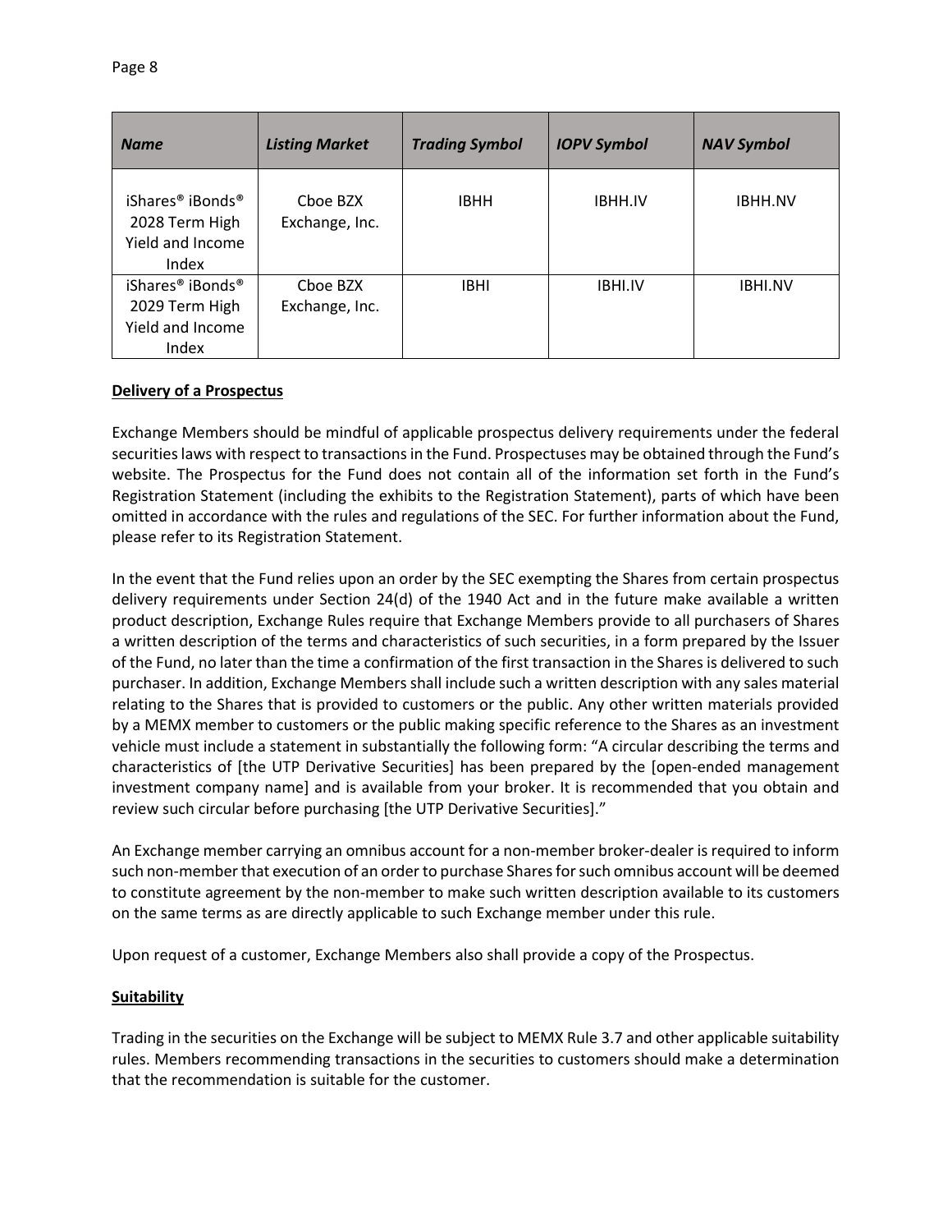| *Name* | *Listing Market* | *Trading Symbol* | *IOPV Symbol* | *NAV Symbol* |
|---|---|---|---|---|
| iShares® iBonds® 2028 Term High Yield and Income Index | Cboe BZX Exchange, Inc. | IBHH | IBHH.IV | IBHH.NV |
| iShares® iBonds® 2029 Term High Yield and Income Index | Cboe BZX Exchange, Inc. | IBHI | IBHI.IV | IBHI.NV |

**Delivery of a Prospectus**

Exchange Members should be mindful of applicable prospectus delivery requirements under the federal securities laws with respect to transactions in the Fund. Prospectuses may be obtained through the Fund's website. The Prospectus for the Fund does not contain all of the information set forth in the Fund's Registration Statement (including the exhibits to the Registration Statement), parts of which have been omitted in accordance with the rules and regulations of the SEC. For further information about the Fund, please refer to its Registration Statement.

In the event that the Fund relies upon an order by the SEC exempting the Shares from certain prospectus delivery requirements under Section 24(d) of the 1940 Act and in the future make available a written product description, Exchange Rules require that Exchange Members provide to all purchasers of Shares a written description of the terms and characteristics of such securities, in a form prepared by the Issuer of the Fund, no later than the time a confirmation of the first transaction in the Shares is delivered to such purchaser. In addition, Exchange Members shall include such a written description with any sales material relating to the Shares that is provided to customers or the public. Any other written materials provided by a MEMX member to customers or the public making specific reference to the Shares as an investment vehicle must include a statement in substantially the following form: "A circular describing the terms and characteristics of [the UTP Derivative Securities] has been prepared by the [open-ended management investment company name] and is available from your broker. It is recommended that you obtain and review such circular before purchasing [the UTP Derivative Securities]."

An Exchange member carrying an omnibus account for a non-member broker-dealer is required to inform such non-member that execution of an order to purchase Shares for such omnibus account will be deemed to constitute agreement by the non-member to make such written description available to its customers on the same terms as are directly applicable to such Exchange member under this rule.

Upon request of a customer, Exchange Members also shall provide a copy of the Prospectus.

**Suitability**

Trading in the securities on the Exchange will be subject to MEMX Rule 3.7 and other applicable suitability rules. Members recommending transactions in the securities to customers should make a determination that the recommendation is suitable for the customer.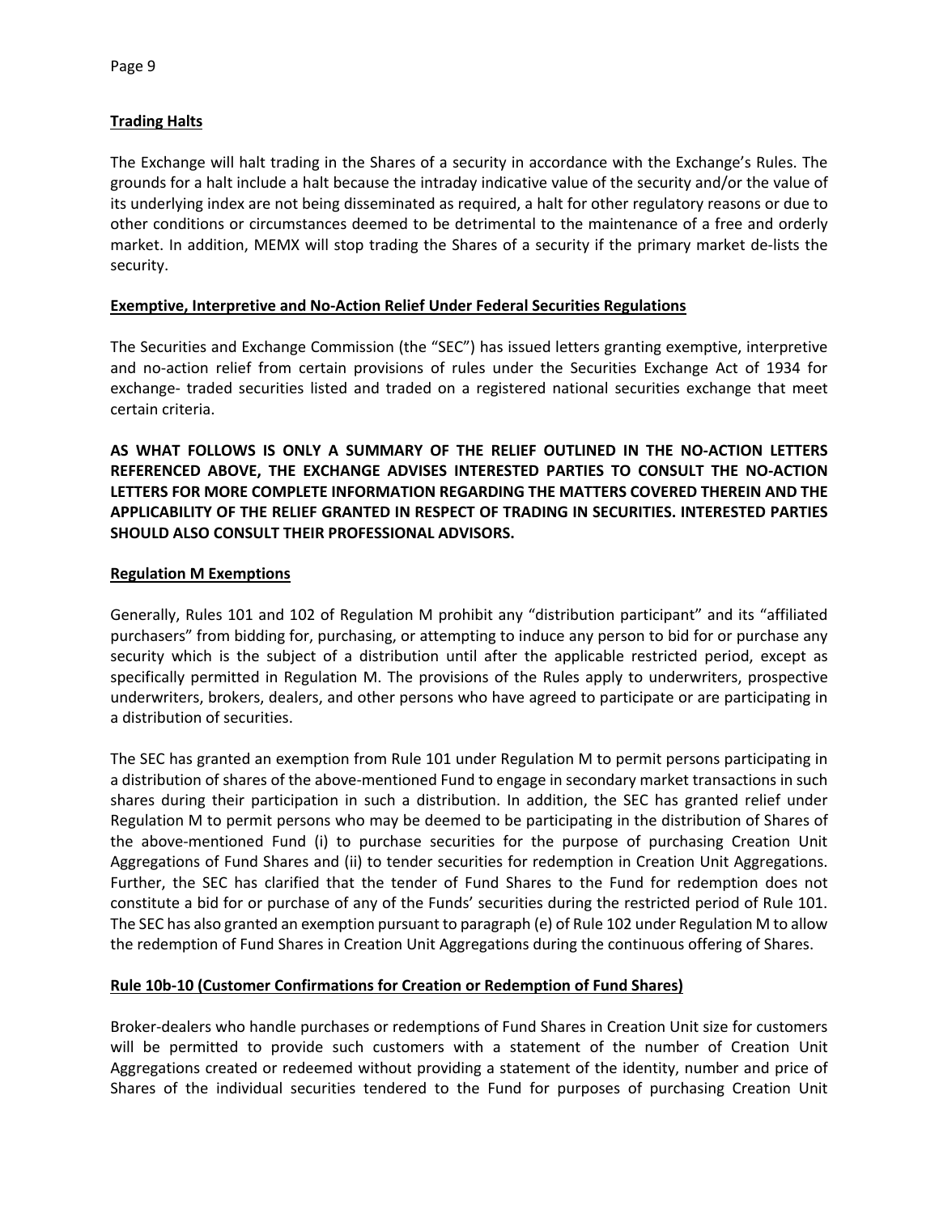**Trading Halts**

The Exchange will halt trading in the Shares of a security in accordance with the Exchange's Rules. The grounds for a halt include a halt because the intraday indicative value of the security and/or the value of its underlying index are not being disseminated as required, a halt for other regulatory reasons or due to other conditions or circumstances deemed to be detrimental to the maintenance of a free and orderly market. In addition, MEMX will stop trading the Shares of a security if the primary market de-lists the security.

**Exemptive, Interpretive and No-Action Relief Under Federal Securities Regulations**

The Securities and Exchange Commission (the "SEC") has issued letters granting exemptive, interpretive and no-action relief from certain provisions of rules under the Securities Exchange Act of 1934 for exchange- traded securities listed and traded on a registered national securities exchange that meet certain criteria.

**AS WHAT FOLLOWS IS ONLY A SUMMARY OF THE RELIEF OUTLINED IN THE NO-ACTION LETTERS REFERENCED ABOVE, THE EXCHANGE ADVISES INTERESTED PARTIES TO CONSULT THE NO-ACTION LETTERS FOR MORE COMPLETE INFORMATION REGARDING THE MATTERS COVERED THEREIN AND THE APPLICABILITY OF THE RELIEF GRANTED IN RESPECT OF TRADING IN SECURITIES. INTERESTED PARTIES SHOULD ALSO CONSULT THEIR PROFESSIONAL ADVISORS.**

**Regulation M Exemptions**

Generally, Rules 101 and 102 of Regulation M prohibit any "distribution participant" and its "affiliated purchasers" from bidding for, purchasing, or attempting to induce any person to bid for or purchase any security which is the subject of a distribution until after the applicable restricted period, except as specifically permitted in Regulation M. The provisions of the Rules apply to underwriters, prospective underwriters, brokers, dealers, and other persons who have agreed to participate or are participating in a distribution of securities.

The SEC has granted an exemption from Rule 101 under Regulation M to permit persons participating in a distribution of shares of the above-mentioned Fund to engage in secondary market transactions in such shares during their participation in such a distribution. In addition, the SEC has granted relief under Regulation M to permit persons who may be deemed to be participating in the distribution of Shares of the above-mentioned Fund (i) to purchase securities for the purpose of purchasing Creation Unit Aggregations of Fund Shares and (ii) to tender securities for redemption in Creation Unit Aggregations. Further, the SEC has clarified that the tender of Fund Shares to the Fund for redemption does not constitute a bid for or purchase of any of the Funds' securities during the restricted period of Rule 101. The SEC has also granted an exemption pursuant to paragraph (e) of Rule 102 under Regulation M to allow the redemption of Fund Shares in Creation Unit Aggregations during the continuous offering of Shares.

**Rule 10b-10 (Customer Confirmations for Creation or Redemption of Fund Shares)**

Broker-dealers who handle purchases or redemptions of Fund Shares in Creation Unit size for customers will be permitted to provide such customers with a statement of the number of Creation Unit Aggregations created or redeemed without providing a statement of the identity, number and price of Shares of the individual securities tendered to the Fund for purposes of purchasing Creation Unit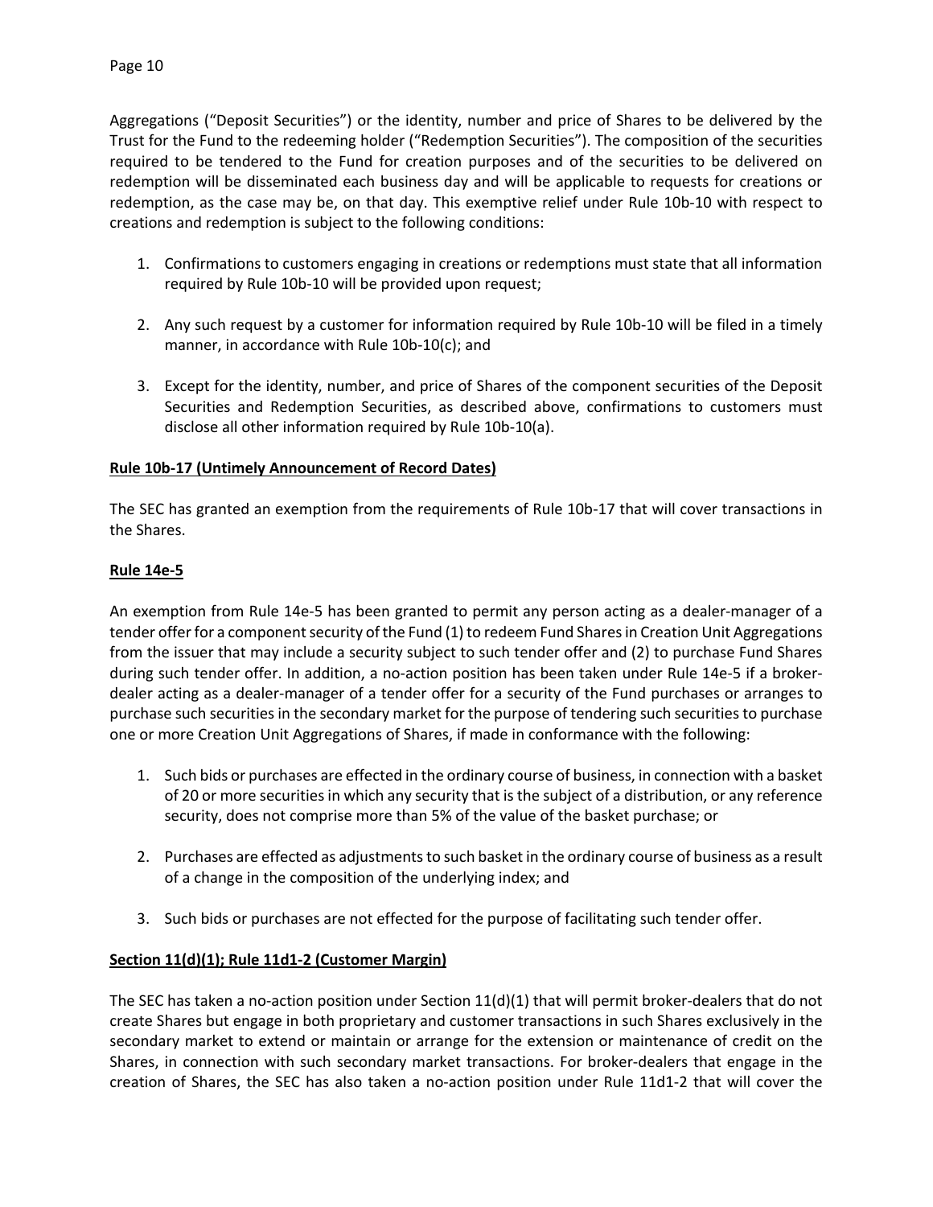Aggregations ("Deposit Securities") or the identity, number and price of Shares to be delivered by the Trust for the Fund to the redeeming holder ("Redemption Securities"). The composition of the securities required to be tendered to the Fund for creation purposes and of the securities to be delivered on redemption will be disseminated each business day and will be applicable to requests for creations or redemption, as the case may be, on that day. This exemptive relief under Rule 10b-10 with respect to creations and redemption is subject to the following conditions:

1. Confirmations to customers engaging in creations or redemptions must state that all information required by Rule 10b-10 will be provided upon request;

2. Any such request by a customer for information required by Rule 10b-10 will be filed in a timely manner, in accordance with Rule 10b-10(c); and

3. Except for the identity, number, and price of Shares of the component securities of the Deposit Securities and Redemption Securities, as described above, confirmations to customers must disclose all other information required by Rule 10b-10(a).

**Rule 10b-17 (Untimely Announcement of Record Dates)**

The SEC has granted an exemption from the requirements of Rule 10b-17 that will cover transactions in the Shares.

**Rule 14e-5**

An exemption from Rule 14e-5 has been granted to permit any person acting as a dealer-manager of a tender offer for a component security of the Fund (1) to redeem Fund Shares in Creation Unit Aggregations from the issuer that may include a security subject to such tender offer and (2) to purchase Fund Shares during such tender offer. In addition, a no-action position has been taken under Rule 14e-5 if a broker-dealer acting as a dealer-manager of a tender offer for a security of the Fund purchases or arranges to purchase such securities in the secondary market for the purpose of tendering such securities to purchase one or more Creation Unit Aggregations of Shares, if made in conformance with the following:

1. Such bids or purchases are effected in the ordinary course of business, in connection with a basket of 20 or more securities in which any security that is the subject of a distribution, or any reference security, does not comprise more than 5% of the value of the basket purchase; or

2. Purchases are effected as adjustments to such basket in the ordinary course of business as a result of a change in the composition of the underlying index; and

3. Such bids or purchases are not effected for the purpose of facilitating such tender offer.

**Section 11(d)(1); Rule 11d1-2 (Customer Margin)**

The SEC has taken a no-action position under Section 11(d)(1) that will permit broker-dealers that do not create Shares but engage in both proprietary and customer transactions in such Shares exclusively in the secondary market to extend or maintain or arrange for the extension or maintenance of credit on the Shares, in connection with such secondary market transactions. For broker-dealers that engage in the creation of Shares, the SEC has also taken a no-action position under Rule 11d1-2 that will cover the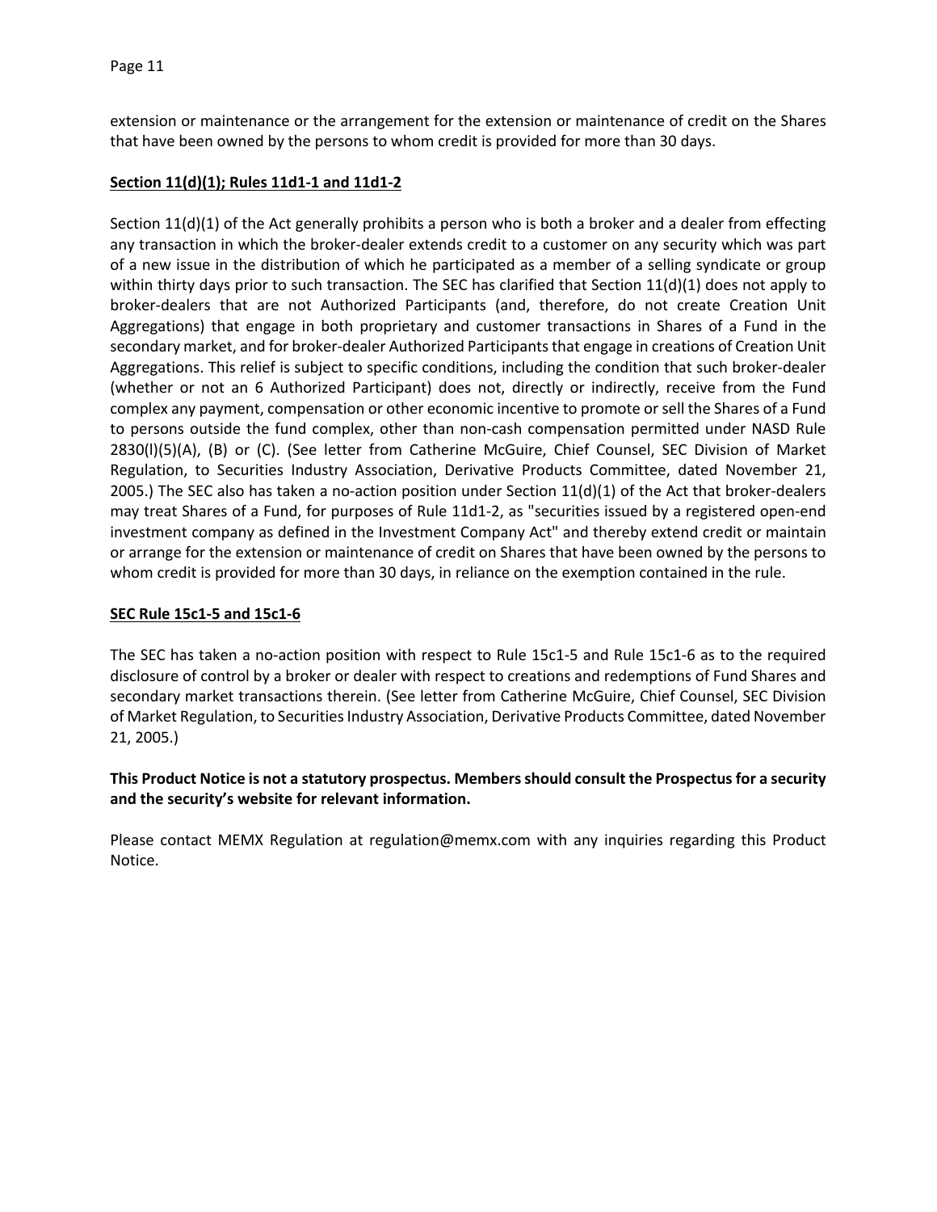extension or maintenance or the arrangement for the extension or maintenance of credit on the Shares that have been owned by the persons to whom credit is provided for more than 30 days.

**Section 11(d)(1); Rules 11d1-1 and 11d1-2**

Section 11(d)(1) of the Act generally prohibits a person who is both a broker and a dealer from effecting any transaction in which the broker-dealer extends credit to a customer on any security which was part of a new issue in the distribution of which he participated as a member of a selling syndicate or group within thirty days prior to such transaction. The SEC has clarified that Section 11(d)(1) does not apply to broker-dealers that are not Authorized Participants (and, therefore, do not create Creation Unit Aggregations) that engage in both proprietary and customer transactions in Shares of a Fund in the secondary market, and for broker-dealer Authorized Participants that engage in creations of Creation Unit Aggregations. This relief is subject to specific conditions, including the condition that such broker-dealer (whether or not an 6 Authorized Participant) does not, directly or indirectly, receive from the Fund complex any payment, compensation or other economic incentive to promote or sell the Shares of a Fund to persons outside the fund complex, other than non-cash compensation permitted under NASD Rule 2830(l)(5)(A), (B) or (C). (See letter from Catherine McGuire, Chief Counsel, SEC Division of Market Regulation, to Securities Industry Association, Derivative Products Committee, dated November 21, 2005.) The SEC also has taken a no-action position under Section 11(d)(1) of the Act that broker-dealers may treat Shares of a Fund, for purposes of Rule 11d1-2, as "securities issued by a registered open-end investment company as defined in the Investment Company Act" and thereby extend credit or maintain or arrange for the extension or maintenance of credit on Shares that have been owned by the persons to whom credit is provided for more than 30 days, in reliance on the exemption contained in the rule.

**SEC Rule 15c1-5 and 15c1-6**

The SEC has taken a no-action position with respect to Rule 15c1-5 and Rule 15c1-6 as to the required disclosure of control by a broker or dealer with respect to creations and redemptions of Fund Shares and secondary market transactions therein. (See letter from Catherine McGuire, Chief Counsel, SEC Division of Market Regulation, to Securities Industry Association, Derivative Products Committee, dated November 21, 2005.)

**This Product Notice is not a statutory prospectus. Members should consult the Prospectus for a security and the security's website for relevant information.**

Please contact MEMX Regulation at regulation@memx.com with any inquiries regarding this Product Notice.